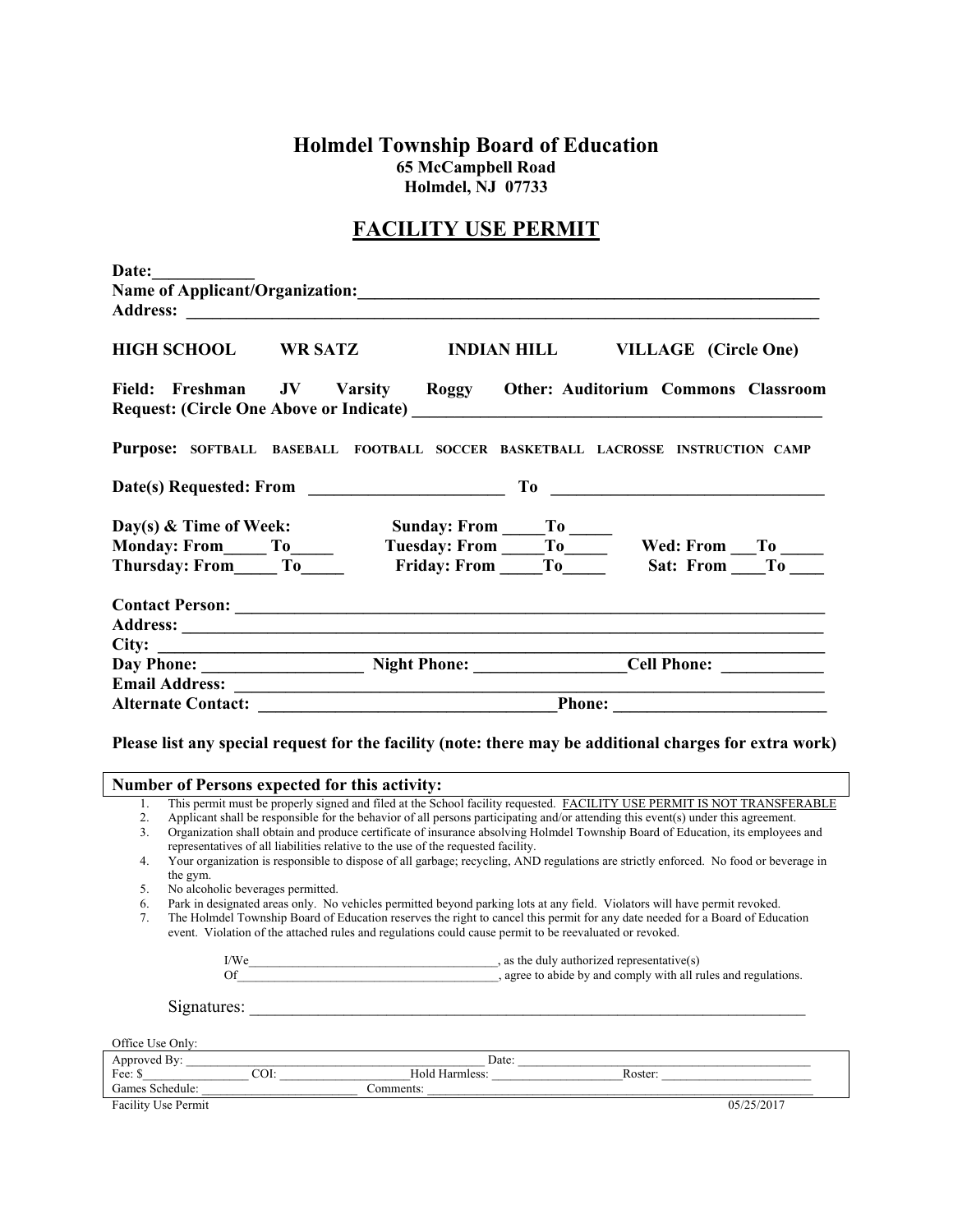# Holmdel Township Board of Education

**65 McCampbell Road**
**Holmdel, NJ 07733**

## FACILITY USE PERMIT

**Date:**____________
**Name of Applicant/Organization:**_________________________________________________________
**Address:** _____________________________________________________________________________

**HIGH SCHOOL    WR SATZ    INDIAN HILL    VILLAGE   (Circle One)**

**Field: Freshman   JV   Varsity   Roggy   Other: Auditorium  Commons  Classroom**
**Request: (Circle One Above or Indicate)** _________________________________________________

**Purpose:** SOFTBALL   BASEBALL   FOOTBALL   SOCCER   BASKETBALL   LACROSSE   INSTRUCTION   CAMP

**Date(s) Requested: From** _______________________ **To** _________________________________

**Day(s) & Time of Week:**    **Sunday: From** _____**To** _____
**Monday: From**_____ **To**_____    **Tuesday: From** _____**To**_____    **Wed: From** ___**To** _____
**Thursday: From**_____ **To**_____    **Friday: From** _____**To**_____    **Sat: From** ____**To** ____

**Contact Person:** _______________________________________________________________________
**Address:** _____________________________________________________________________________
**City:** ________________________________________________________________________________
**Day Phone:** __________________ **Night Phone:** _________________**Cell Phone:** ___________
**Email Address:** ________________________________________________________________________
**Alternate Contact:** ___________________________________**Phone:** _________________________

**Please list any special request for the facility (note: there may be additional charges for extra work)**

**Number of Persons expected for this activity:**

1. This permit must be properly signed and filed at the School facility requested. FACILITY USE PERMIT IS NOT TRANSFERABLE
2. Applicant shall be responsible for the behavior of all persons participating and/or attending this event(s) under this agreement.
3. Organization shall obtain and produce certificate of insurance absolving Holmdel Township Board of Education, its employees and representatives of all liabilities relative to the use of the requested facility.
4. Your organization is responsible to dispose of all garbage; recycling, AND regulations are strictly enforced. No food or beverage in the gym.
5. No alcoholic beverages permitted.
6. Park in designated areas only. No vehicles permitted beyond parking lots at any field. Violators will have permit revoked.
7. The Holmdel Township Board of Education reserves the right to cancel this permit for any date needed for a Board of Education event. Violation of the attached rules and regulations could cause permit to be reevaluated or revoked.

I/We______________________________________, as the duly authorized representative(s)
Of________________________________________, agree to abide by and comply with all rules and regulations.

Signatures: ____________________________________________________________________

Office Use Only:

| Approved By: ______________________________ | Date: ______________________________ |
|---|---|
| Fee: $__________ COI: ______________ | Hold Harmless: ______________ Roster: ______________ |
| Games Schedule: __________________ | Comments: __________________________________ |

Facility Use Permit    05/25/2017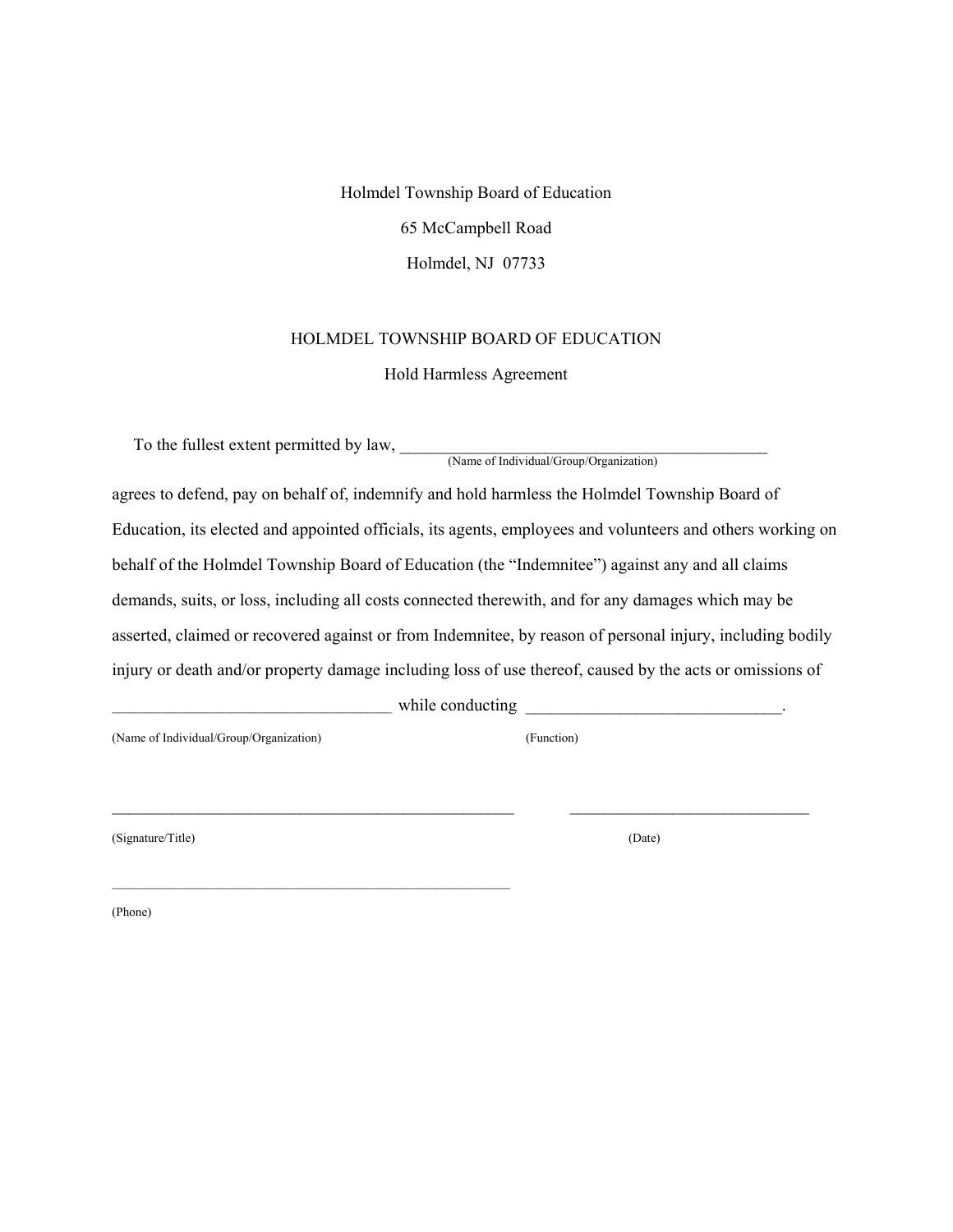Holmdel Township Board of Education

65 McCampbell Road

Holmdel, NJ 07733

## HOLMDEL TOWNSHIP BOARD OF EDUCATION

### Hold Harmless Agreement

To the fullest extent permitted by law, ____________________________________________
(Name of Individual/Group/Organization)

agrees to defend, pay on behalf of, indemnify and hold harmless the Holmdel Township Board of Education, its elected and appointed officials, its agents, employees and volunteers and others working on behalf of the Holmdel Township Board of Education (the "Indemnitee") against any and all claims demands, suits, or loss, including all costs connected therewith, and for any damages which may be asserted, claimed or recovered against or from Indemnitee, by reason of personal injury, including bodily injury or death and/or property damage including loss of use thereof, caused by the acts or omissions of _________________________________ while conducting ______________________________.

(Name of Individual/Group/Organization) (Function)

___________________________________________________ ______________________________

(Signature/Title) (Date)

_____________________________________________________

(Phone)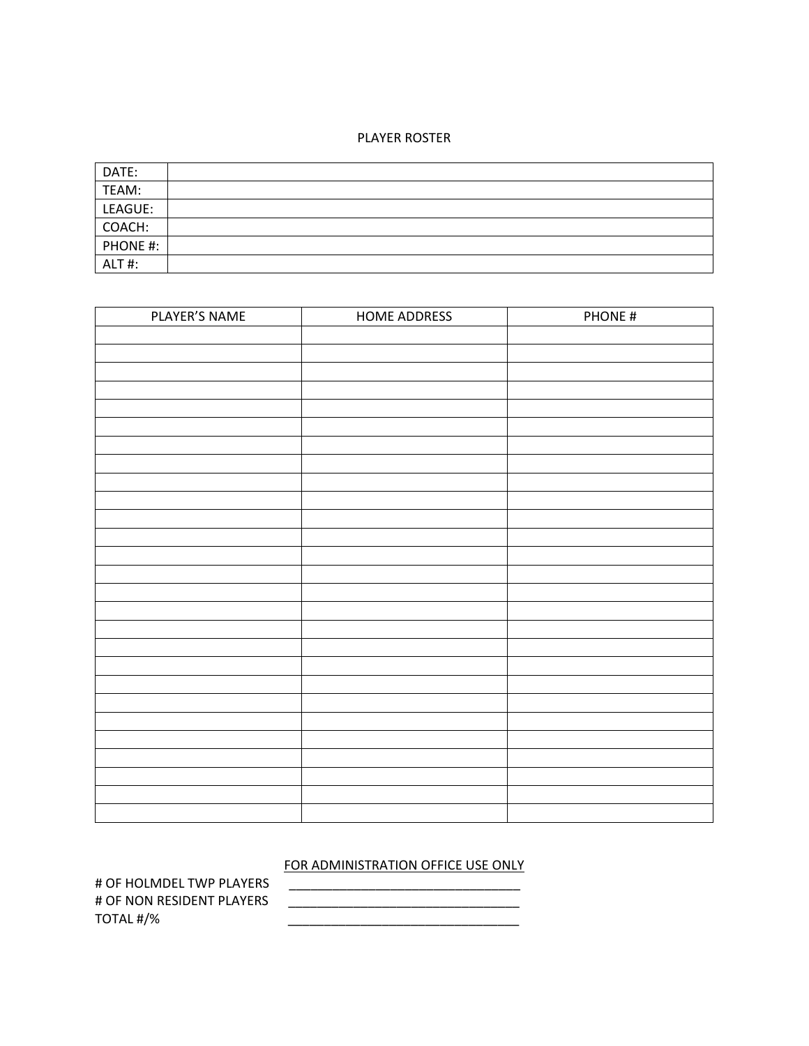# PLAYER ROSTER

| | |
|---|---|
| DATE: | |
| TEAM: | |
| LEAGUE: | |
| COACH: | |
| PHONE #: | |
| ALT #: | |

| PLAYER'S NAME | HOME ADDRESS | PHONE # |
|---|---|---|
| | | |
| | | |
| | | |
| | | |
| | | |
| | | |
| | | |
| | | |
| | | |
| | | |
| | | |
| | | |
| | | |
| | | |
| | | |
| | | |
| | | |
| | | |
| | | |
| | | |
| | | |
| | | |
| | | |
| | | |
| | | |
| | | |
| | | |

FOR ADMINISTRATION OFFICE USE ONLY

# OF HOLMDEL TWP PLAYERS ________________________________

# OF NON RESIDENT PLAYERS ________________________________

TOTAL #/% ________________________________